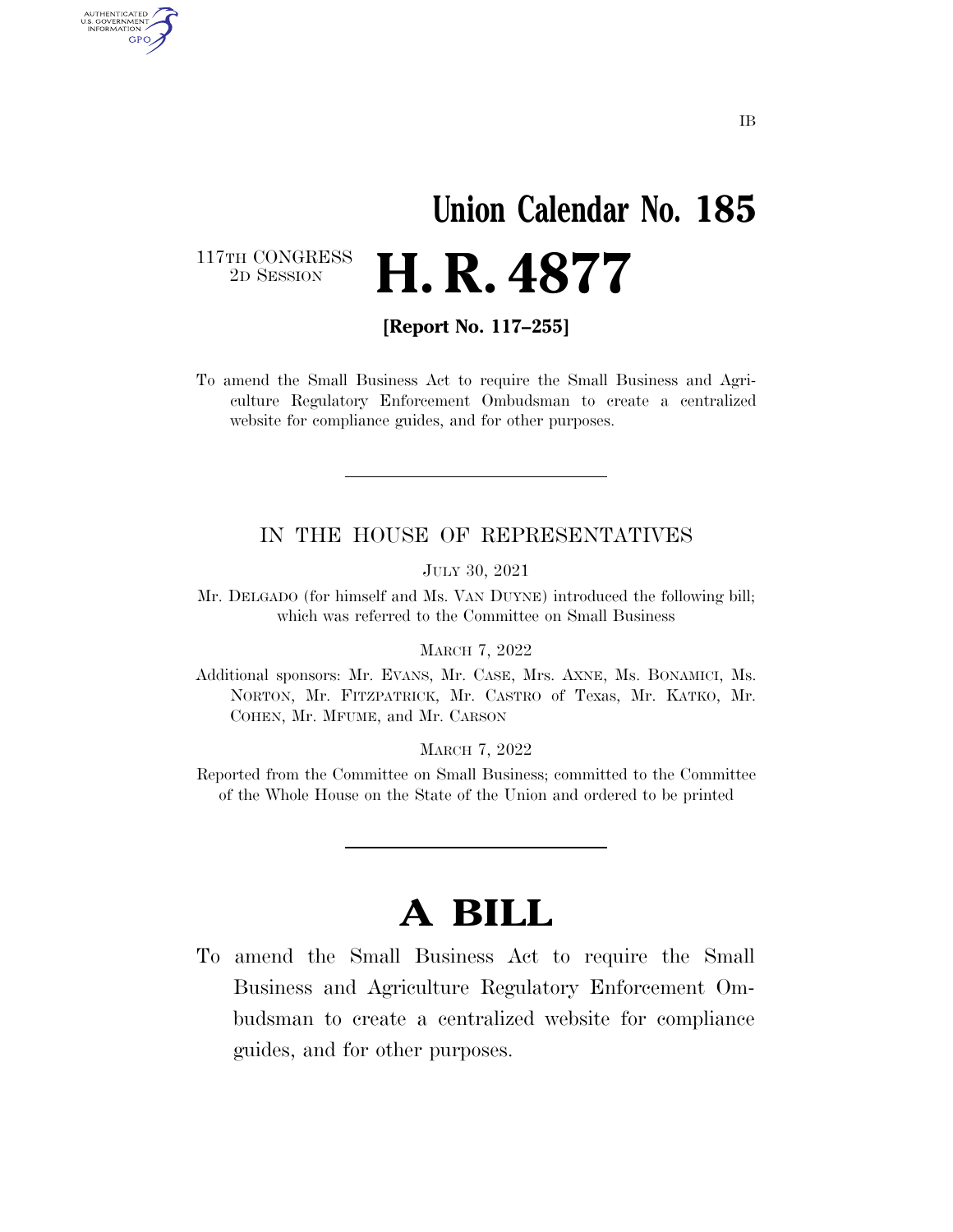IB

# Union Calendar No. 185

117TH CONGRESS
2D SESSION

# H. R. 4877

**[Report No. 117–255]**

To amend the Small Business Act to require the Small Business and Agriculture Regulatory Enforcement Ombudsman to create a centralized website for compliance guides, and for other purposes.

---

IN THE HOUSE OF REPRESENTATIVES

JULY 30, 2021

Mr. DELGADO (for himself and Ms. VAN DUYNE) introduced the following bill; which was referred to the Committee on Small Business

MARCH 7, 2022

Additional sponsors: Mr. EVANS, Mr. CASE, Mrs. AXNE, Ms. BONAMICI, Ms. NORTON, Mr. FITZPATRICK, Mr. CASTRO of Texas, Mr. KATKO, Mr. COHEN, Mr. MFUME, and Mr. CARSON

MARCH 7, 2022

Reported from the Committee on Small Business; committed to the Committee of the Whole House on the State of the Union and ordered to be printed

---

# A BILL

To amend the Small Business Act to require the Small Business and Agriculture Regulatory Enforcement Ombudsman to create a centralized website for compliance guides, and for other purposes.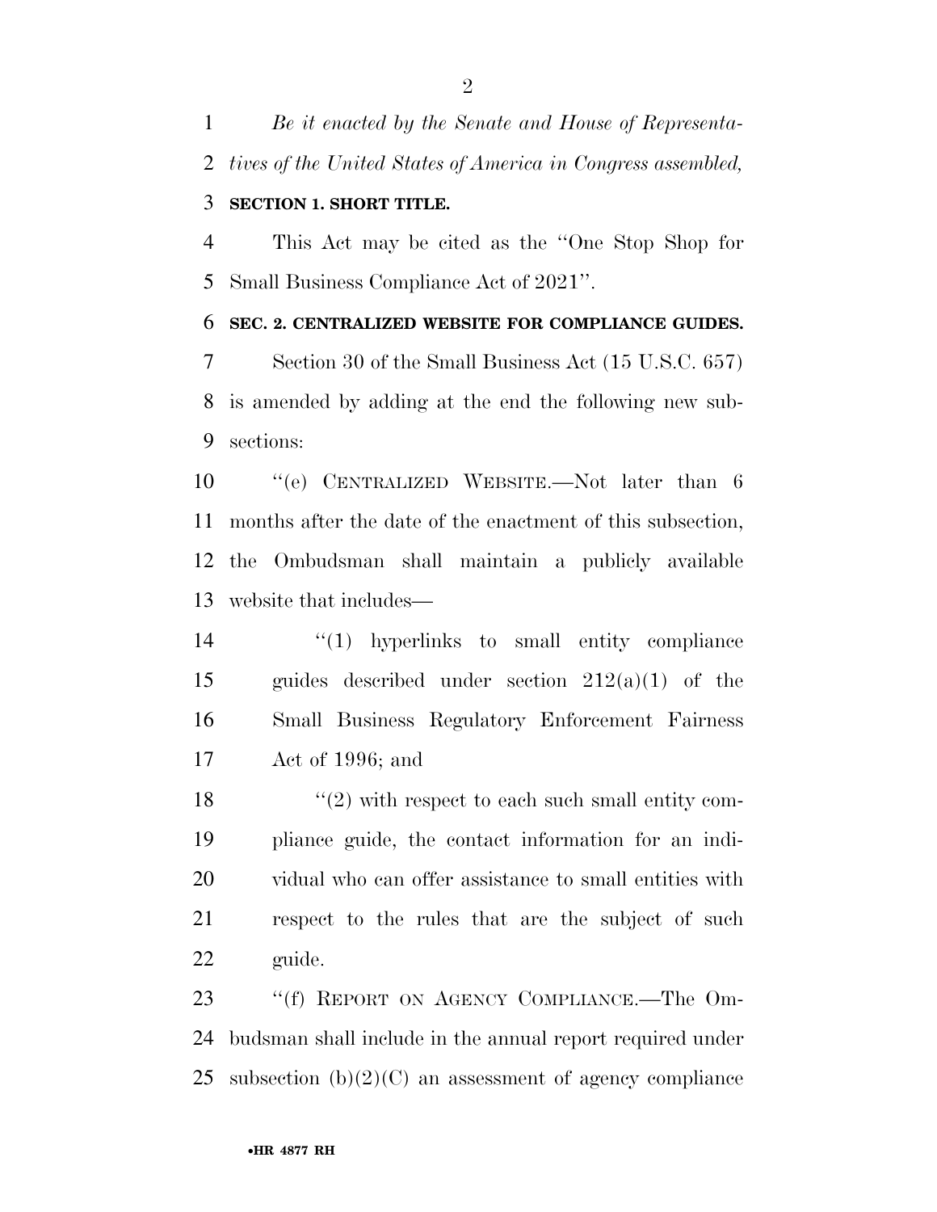*Be it enacted by the Senate and House of Representatives of the United States of America in Congress assembled,*

**SECTION 1. SHORT TITLE.**

This Act may be cited as the ''One Stop Shop for Small Business Compliance Act of 2021''.

**SEC. 2. CENTRALIZED WEBSITE FOR COMPLIANCE GUIDES.**

Section 30 of the Small Business Act (15 U.S.C. 657) is amended by adding at the end the following new subsections:

''(e) CENTRALIZED WEBSITE.—Not later than 6 months after the date of the enactment of this subsection, the Ombudsman shall maintain a publicly available website that includes—

''(1) hyperlinks to small entity compliance guides described under section 212(a)(1) of the Small Business Regulatory Enforcement Fairness Act of 1996; and

''(2) with respect to each such small entity compliance guide, the contact information for an individual who can offer assistance to small entities with respect to the rules that are the subject of such guide.

''(f) REPORT ON AGENCY COMPLIANCE.—The Ombudsman shall include in the annual report required under subsection (b)(2)(C) an assessment of agency compliance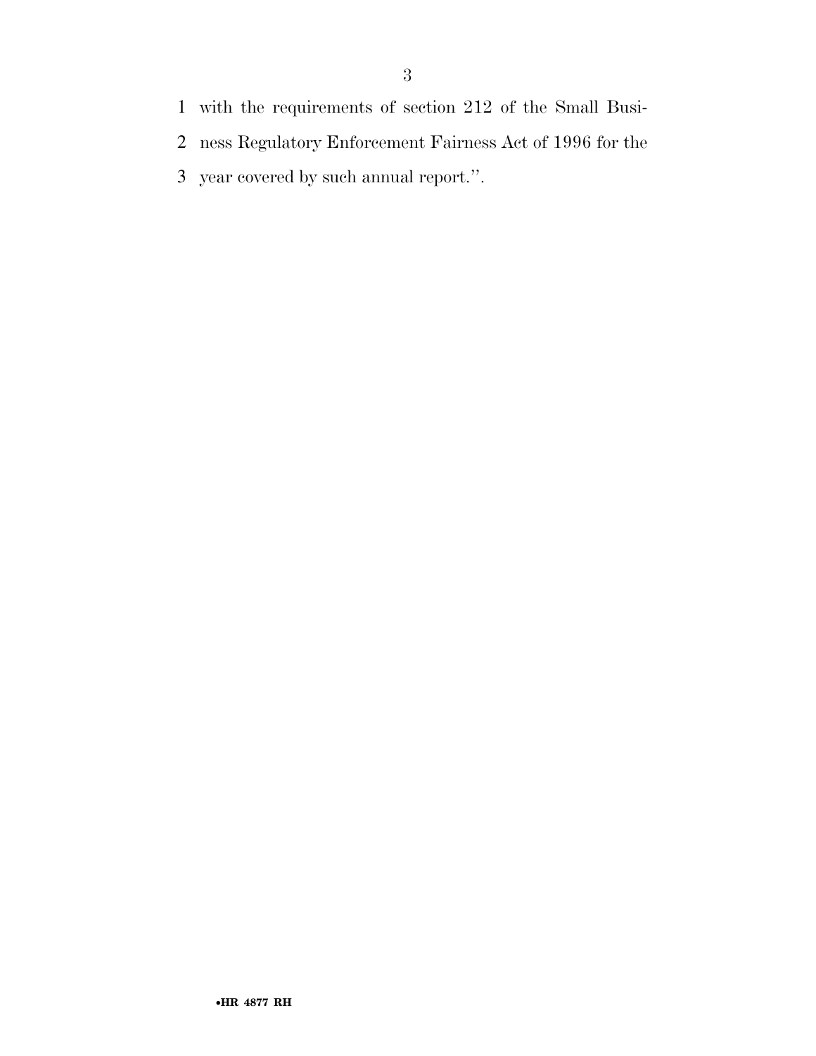with the requirements of section 212 of the Small Business Regulatory Enforcement Fairness Act of 1996 for the year covered by such annual report.''.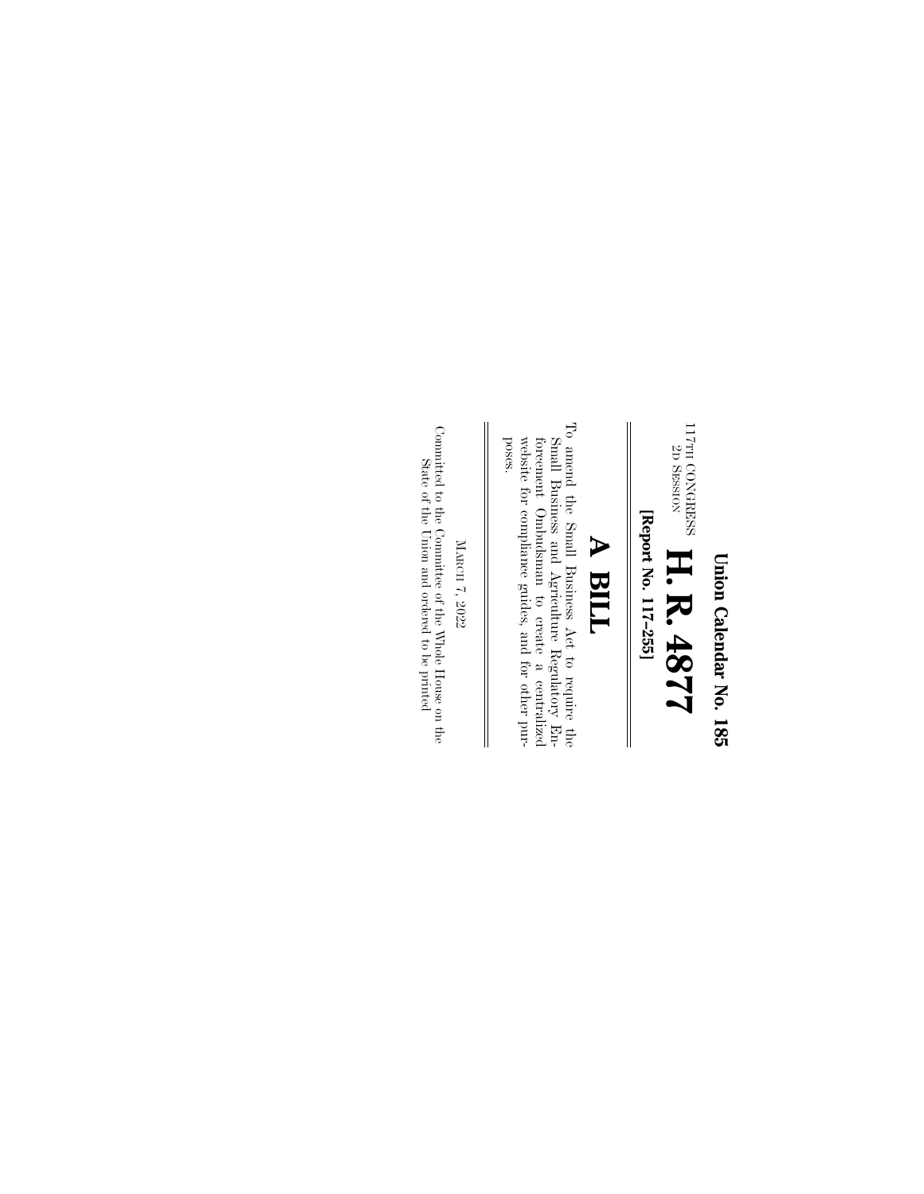Union Calendar No. 185

117TH CONGRESS
2D SESSION

# H. R. 4877

**[Report No. 117–255]**

# A BILL

To amend the Small Business Act to require the Small Business and Agriculture Regulatory Enforcement Ombudsman to create a centralized website for compliance guides, and for other purposes.

MARCH 7, 2022

Committed to the Committee of the Whole House on the State of the Union and ordered to be printed